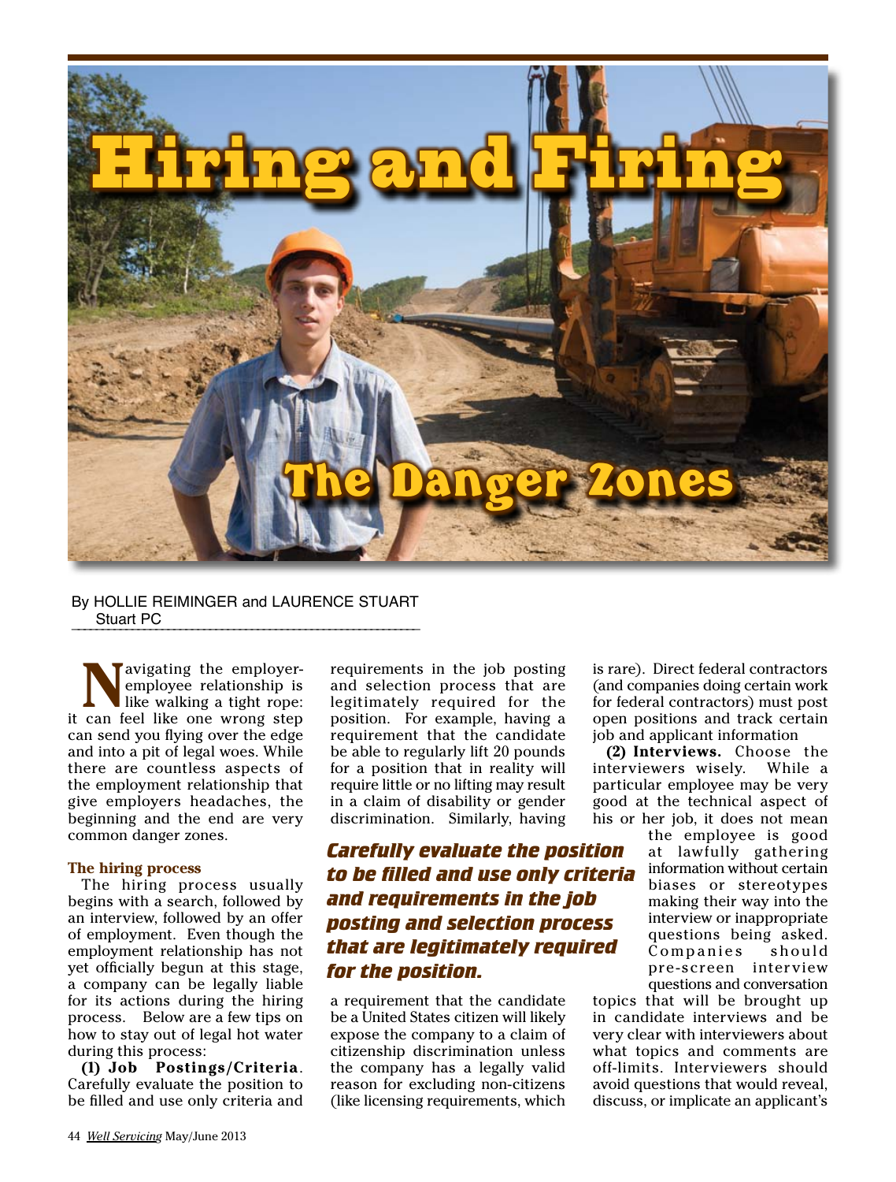# Hiring and Firing

## The Danger Zones

By HOLLIE REIMINGER and LAURENCE STUART
Stuart PC

Navigating the employer-employee relationship is like walking a tight rope: it can feel like one wrong step can send you flying over the edge and into a pit of legal woes. While there are countless aspects of the employment relationship that give employers headaches, the beginning and the end are very common danger zones.

### The hiring process

The hiring process usually begins with a search, followed by an interview, followed by an offer of employment. Even though the employment relationship has not yet officially begun at this stage, a company can be legally liable for its actions during the hiring process. Below are a few tips on how to stay out of legal hot water during this process:

**(1) Job Postings/Criteria**. Carefully evaluate the position to be filled and use only criteria and requirements in the job posting and selection process that are legitimately required for the position. For example, having a requirement that the candidate be able to regularly lift 20 pounds for a position that in reality will require little or no lifting may result in a claim of disability or gender discrimination. Similarly, having a requirement that the candidate be a United States citizen will likely expose the company to a claim of citizenship discrimination unless the company has a legally valid reason for excluding non-citizens (like licensing requirements, which is rare). Direct federal contractors (and companies doing certain work for federal contractors) must post open positions and track certain job and applicant information

***Carefully evaluate the position to be filled and use only criteria and requirements in the job posting and selection process that are legitimately required for the position.***

**(2) Interviews.** Choose the interviewers wisely. While a particular employee may be very good at the technical aspect of his or her job, it does not mean the employee is good at lawfully gathering information without certain biases or stereotypes making their way into the interview or inappropriate questions being asked. Companies should pre-screen interview questions and conversation topics that will be brought up in candidate interviews and be very clear with interviewers about what topics and comments are off-limits. Interviewers should avoid questions that would reveal, discuss, or implicate an applicant's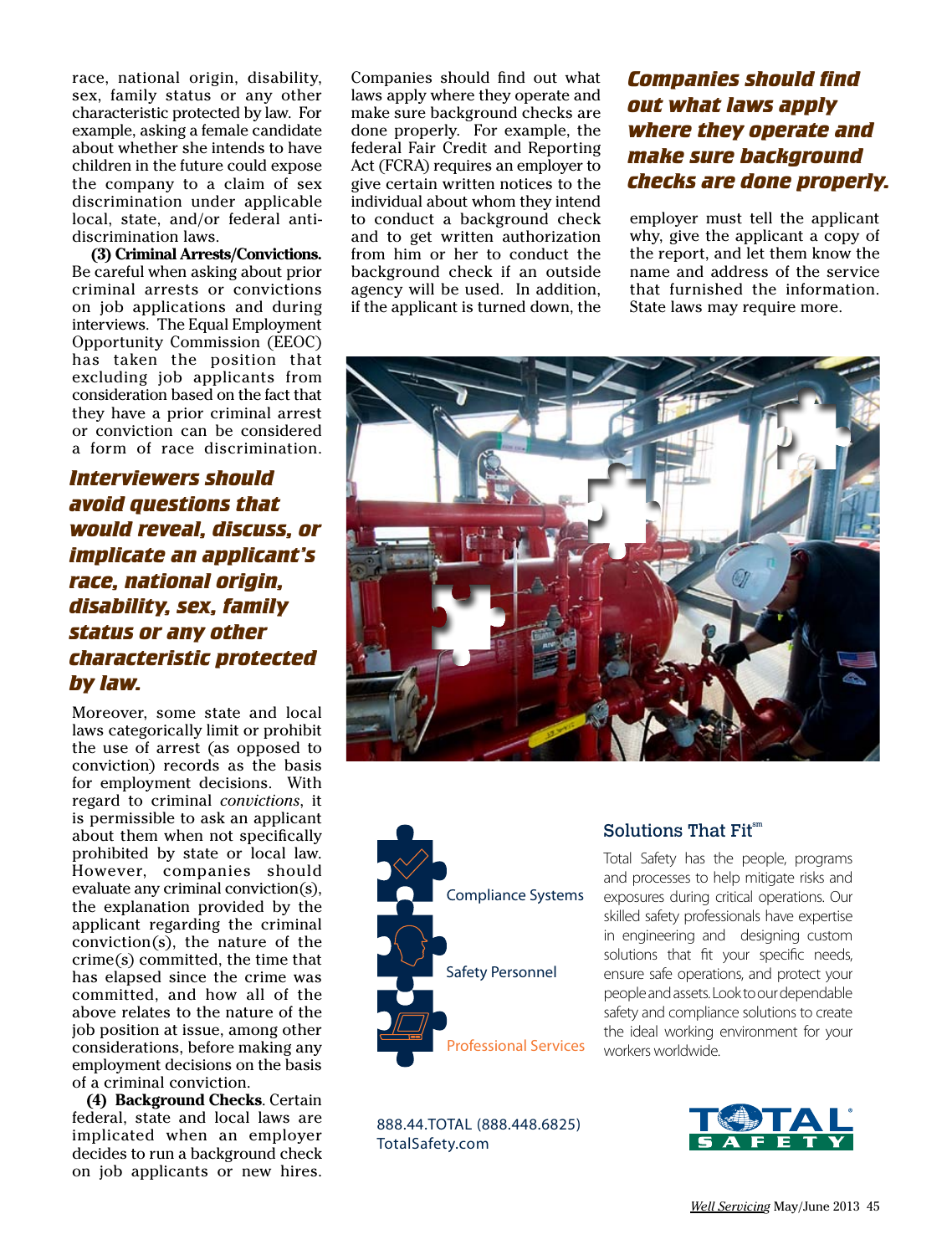race, national origin, disability, sex, family status or any other characteristic protected by law. For example, asking a female candidate about whether she intends to have children in the future could expose the company to a claim of sex discrimination under applicable local, state, and/or federal anti-discrimination laws.

**(3) Criminal Arrests/Convictions.** Be careful when asking about prior criminal arrests or convictions on job applications and during interviews. The Equal Employment Opportunity Commission (EEOC) has taken the position that excluding job applicants from consideration based on the fact that they have a prior criminal arrest or conviction can be considered a form of race discrimination.

***Interviewers should avoid questions that would reveal, discuss, or implicate an applicant's race, national origin, disability, sex, family status or any other characteristic protected by law.***

Moreover, some state and local laws categorically limit or prohibit the use of arrest (as opposed to conviction) records as the basis for employment decisions. With regard to criminal *convictions*, it is permissible to ask an applicant about them when not specifically prohibited by state or local law. However, companies should evaluate any criminal conviction(s), the explanation provided by the applicant regarding the criminal conviction(s), the nature of the crime(s) committed, the time that has elapsed since the crime was committed, and how all of the above relates to the nature of the job position at issue, among other considerations, before making any employment decisions on the basis of a criminal conviction.

**(4) Background Checks**. Certain federal, state and local laws are implicated when an employer decides to run a background check on job applicants or new hires. Companies should find out what laws apply where they operate and make sure background checks are done properly. For example, the federal Fair Credit and Reporting Act (FCRA) requires an employer to give certain written notices to the individual about whom they intend to conduct a background check and to get written authorization from him or her to conduct the background check if an outside agency will be used. In addition, if the applicant is turned down, the employer must tell the applicant why, give the applicant a copy of the report, and let them know the name and address of the service that furnished the information. State laws may require more.

***Companies should find out what laws apply where they operate and make sure background checks are done properly.***

## Solutions That Fit[sm]

Compliance Systems

Safety Personnel

Professional Services

Total Safety has the people, programs and processes to help mitigate risks and exposures during critical operations. Our skilled safety professionals have expertise in engineering and designing custom solutions that fit your specific needs, ensure safe operations, and protect your people and assets. Look to our dependable safety and compliance solutions to create the ideal working environment for your workers worldwide.

888.44.TOTAL (888.448.6825)
TotalSafety.com

TOTAL SAFETY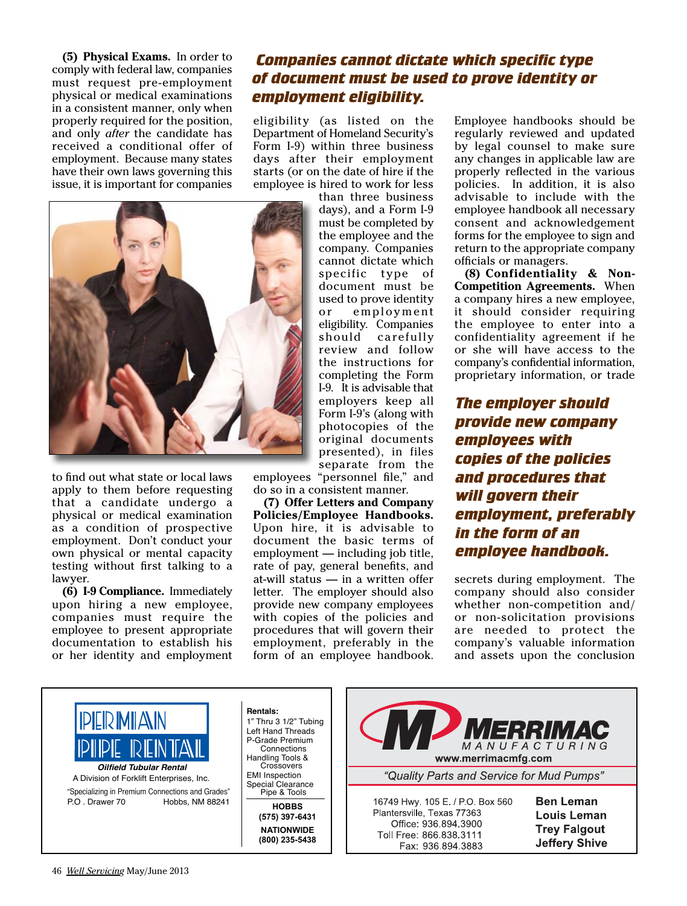**(5) Physical Exams.** In order to comply with federal law, companies must request pre-employment physical or medical examinations in a consistent manner, only when properly required for the position, and only *after* the candidate has received a conditional offer of employment. Because many states have their own laws governing this issue, it is important for companies to find out what state or local laws apply to them before requesting that a candidate undergo a physical or medical examination as a condition of prospective employment. Don't conduct your own physical or mental capacity testing without first talking to a lawyer.

**(6) I-9 Compliance.** Immediately upon hiring a new employee, companies must require the employee to present appropriate documentation to establish his or her identity and employment eligibility (as listed on the Department of Homeland Security's Form I-9) within three business days after their employment starts (or on the date of hire if the employee is hired to work for less than three business days), and a Form I-9 must be completed by the employee and the company. Companies cannot dictate which specific type of document must be used to prove identity or employment eligibility. Companies should carefully review and follow the instructions for completing the Form I-9. It is advisable that employers keep all Form I-9's (along with photocopies of the original documents presented), in files separate from the employees "personnel file," and do so in a consistent manner.

***Companies cannot dictate which specific type of document must be used to prove identity or employment eligibility.***

**(7) Offer Letters and Company Policies/Employee Handbooks.** Upon hire, it is advisable to document the basic terms of employment — including job title, rate of pay, general benefits, and at-will status — in a written offer letter. The employer should also provide new company employees with copies of the policies and procedures that will govern their employment, preferably in the form of an employee handbook. Employee handbooks should be regularly reviewed and updated by legal counsel to make sure any changes in applicable law are properly reflected in the various policies. In addition, it is also advisable to include with the employee handbook all necessary consent and acknowledgement forms for the employee to sign and return to the appropriate company officials or managers.

**(8) Confidentiality & Non-Competition Agreements.** When a company hires a new employee, it should consider requiring the employee to enter into a confidentiality agreement if he or she will have access to the company's confidential information, proprietary information, or trade secrets during employment. The company should also consider whether non-competition and/or non-solicitation provisions are needed to protect the company's valuable information and assets upon the conclusion

***The employer should provide new company employees with copies of the policies and procedures that will govern their employment, preferably in the form of an employee handbook.***

PERMIAN PIPE RENTAL
*Oilfield Tubular Rental*
A Division of Forklift Enterprises, Inc.
"Specializing in Premium Connections and Grades"
P.O . Drawer 70 Hobbs, NM 88241

**Rentals:**
1" Thru 3 1/2" Tubing
Left Hand Threads
P-Grade Premium Connections
Handling Tools & Crossovers
EMI Inspection
Special Clearance Pipe & Tools

**HOBBS**
**(575) 397-6431**
**NATIONWIDE**
**(800) 235-5438**

MERRIMAC MANUFACTURING
www.merrimacmfg.com
*"Quality Parts and Service for Mud Pumps"*

16749 Hwy. 105 E. / P.O. Box 560
Plantersville, Texas 77363
Office: 936.894.3900
Toll Free: 866.838.3111
Fax: 936.894.3883

**Ben Leman**
**Louis Leman**
**Trey Falgout**
**Jeffery Shive**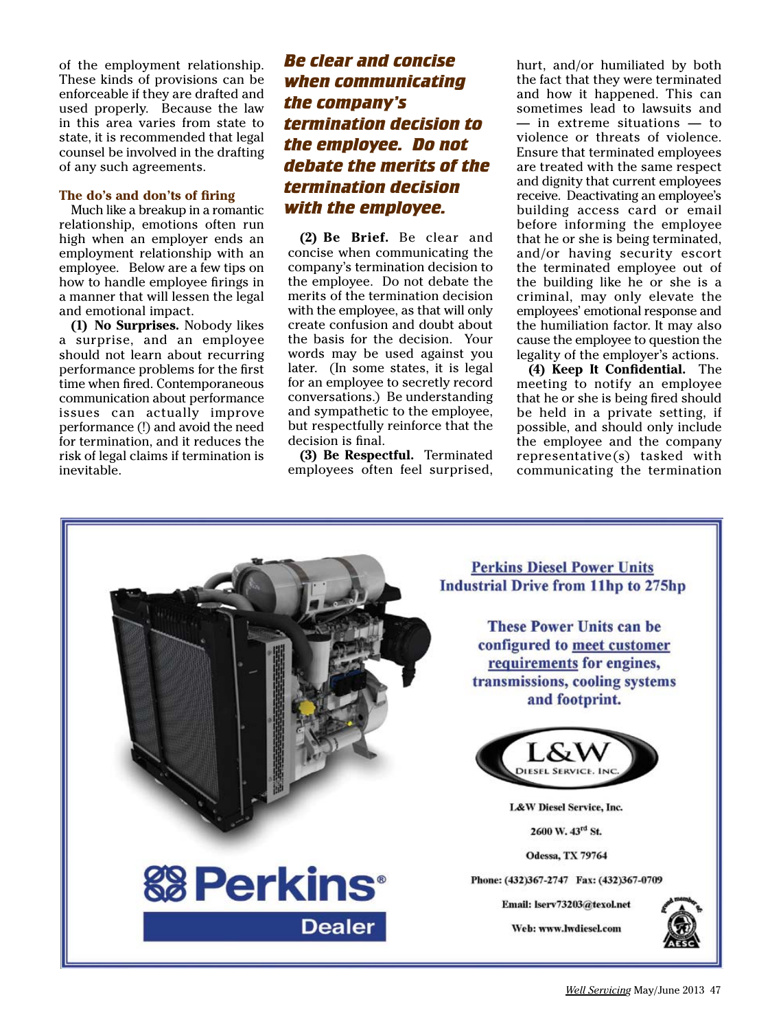of the employment relationship. These kinds of provisions can be enforceable if they are drafted and used properly. Because the law in this area varies from state to state, it is recommended that legal counsel be involved in the drafting of any such agreements.

### The do's and don'ts of firing

Much like a breakup in a romantic relationship, emotions often run high when an employer ends an employment relationship with an employee. Below are a few tips on how to handle employee firings in a manner that will lessen the legal and emotional impact.

**(1) No Surprises.** Nobody likes a surprise, and an employee should not learn about recurring performance problems for the first time when fired. Contemporaneous communication about performance issues can actually improve performance (!) and avoid the need for termination, and it reduces the risk of legal claims if termination is inevitable.

> ***Be clear and concise when communicating the company's termination decision to the employee. Do not debate the merits of the termination decision with the employee.***

**(2) Be Brief.** Be clear and concise when communicating the company's termination decision to the employee. Do not debate the merits of the termination decision with the employee, as that will only create confusion and doubt about the basis for the decision. Your words may be used against you later. (In some states, it is legal for an employee to secretly record conversations.) Be understanding and sympathetic to the employee, but respectfully reinforce that the decision is final.

**(3) Be Respectful.** Terminated employees often feel surprised, hurt, and/or humiliated by both the fact that they were terminated and how it happened. This can sometimes lead to lawsuits and — in extreme situations — to violence or threats of violence. Ensure that terminated employees are treated with the same respect and dignity that current employees receive. Deactivating an employee's building access card or email before informing the employee that he or she is being terminated, and/or having security escort the terminated employee out of the building like he or she is a criminal, may only elevate the employees' emotional response and the humiliation factor. It may also cause the employee to question the legality of the employer's actions.

**(4) Keep It Confidential.** The meeting to notify an employee that he or she is being fired should be held in a private setting, if possible, and should only include the employee and the company representative(s) tasked with communicating the termination

---

**Perkins Diesel Power Units**
**Industrial Drive from 11hp to 275hp**

**These Power Units can be configured to meet customer requirements for engines, transmissions, cooling systems and footprint.**

L&W Diesel Service, Inc.

L&W Diesel Service, Inc.
2600 W. 43rd St.
Odessa, TX 79764
Phone: (432)367-2747 Fax: (432)367-0709
Email: lserv73203@texol.net
Web: www.lwdiesel.com

Perkins Dealer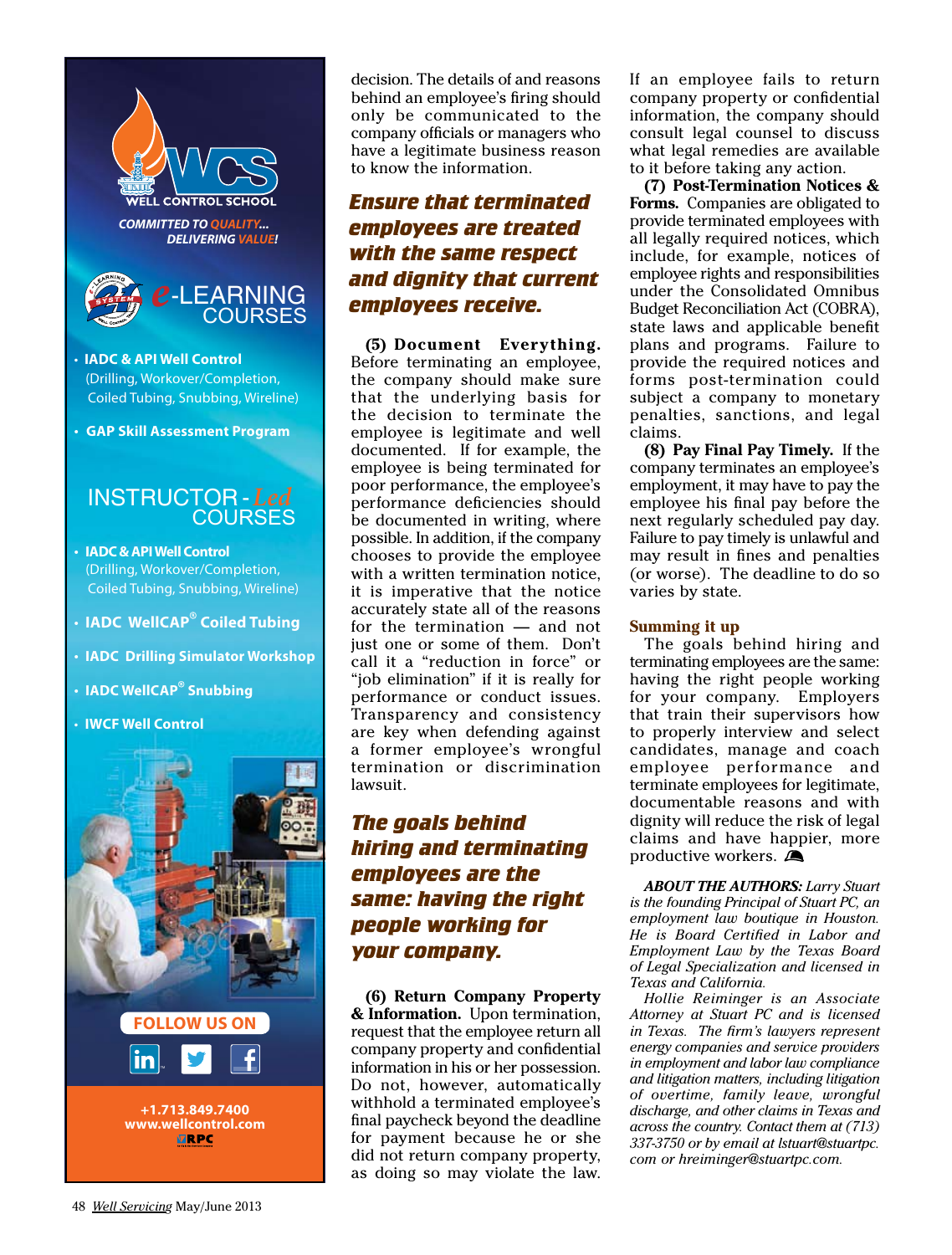decision. The details of and reasons behind an employee's firing should only be communicated to the company officials or managers who have a legitimate business reason to know the information.

***Ensure that terminated employees are treated with the same respect and dignity that current employees receive.***

**(5) Document Everything.** Before terminating an employee, the company should make sure that the underlying basis for the decision to terminate the employee is legitimate and well documented. If for example, the employee is being terminated for poor performance, the employee's performance deficiencies should be documented in writing, where possible. In addition, if the company chooses to provide the employee with a written termination notice, it is imperative that the notice accurately state all of the reasons for the termination — and not just one or some of them. Don't call it a "reduction in force" or "job elimination" if it is really for performance or conduct issues. Transparency and consistency are key when defending against a former employee's wrongful termination or discrimination lawsuit.

***The goals behind hiring and terminating employees are the same: having the right people working for your company.***

**(6) Return Company Property & Information.** Upon termination, request that the employee return all company property and confidential information in his or her possession. Do not, however, automatically withhold a terminated employee's final paycheck beyond the deadline for payment because he or she did not return company property, as doing so may violate the law. If an employee fails to return company property or confidential information, the company should consult legal counsel to discuss what legal remedies are available to it before taking any action.

**(7) Post-Termination Notices & Forms.** Companies are obligated to provide terminated employees with all legally required notices, which include, for example, notices of employee rights and responsibilities under the Consolidated Omnibus Budget Reconciliation Act (COBRA), state laws and applicable benefit plans and programs. Failure to provide the required notices and forms post-termination could subject a company to monetary penalties, sanctions, and legal claims.

**(8) Pay Final Pay Timely.** If the company terminates an employee's employment, it may have to pay the employee his final pay before the next regularly scheduled pay day. Failure to pay timely is unlawful and may result in fines and penalties (or worse). The deadline to do so varies by state.

## Summing it up

The goals behind hiring and terminating employees are the same: having the right people working for your company. Employers that train their supervisors how to properly interview and select candidates, manage and coach employee performance and terminate employees for legitimate, documentable reasons and with dignity will reduce the risk of legal claims and have happier, more productive workers.

***ABOUT THE AUTHORS:*** *Larry Stuart is the founding Principal of Stuart PC, an employment law boutique in Houston. He is Board Certified in Labor and Employment Law by the Texas Board of Legal Specialization and licensed in Texas and California.*

*Hollie Reiminger is an Associate Attorney at Stuart PC and is licensed in Texas. The firm's lawyers represent energy companies and service providers in employment and labor law compliance and litigation matters, including litigation of overtime, family leave, wrongful discharge, and other claims in Texas and across the country. Contact them at (713) 337-3750 or by email at lstuart@stuartpc.com or hreiminger@stuartpc.com.*

WCS WELL CONTROL SCHOOL

COMMITTED TO QUALITY... DELIVERING VALUE!

e-LEARNING COURSES

- IADC & API Well Control (Drilling, Workover/Completion, Coiled Tubing, Snubbing, Wireline)
- GAP Skill Assessment Program

INSTRUCTOR-Led COURSES

- IADC & API Well Control (Drilling, Workover/Completion, Coiled Tubing, Snubbing, Wireline)
- IADC WellCAP® Coiled Tubing
- IADC Drilling Simulator Workshop
- IADC WellCAP® Snubbing
- IWCF Well Control

FOLLOW US ON

+1.713.849.7400
www.wellcontrol.com
RPC